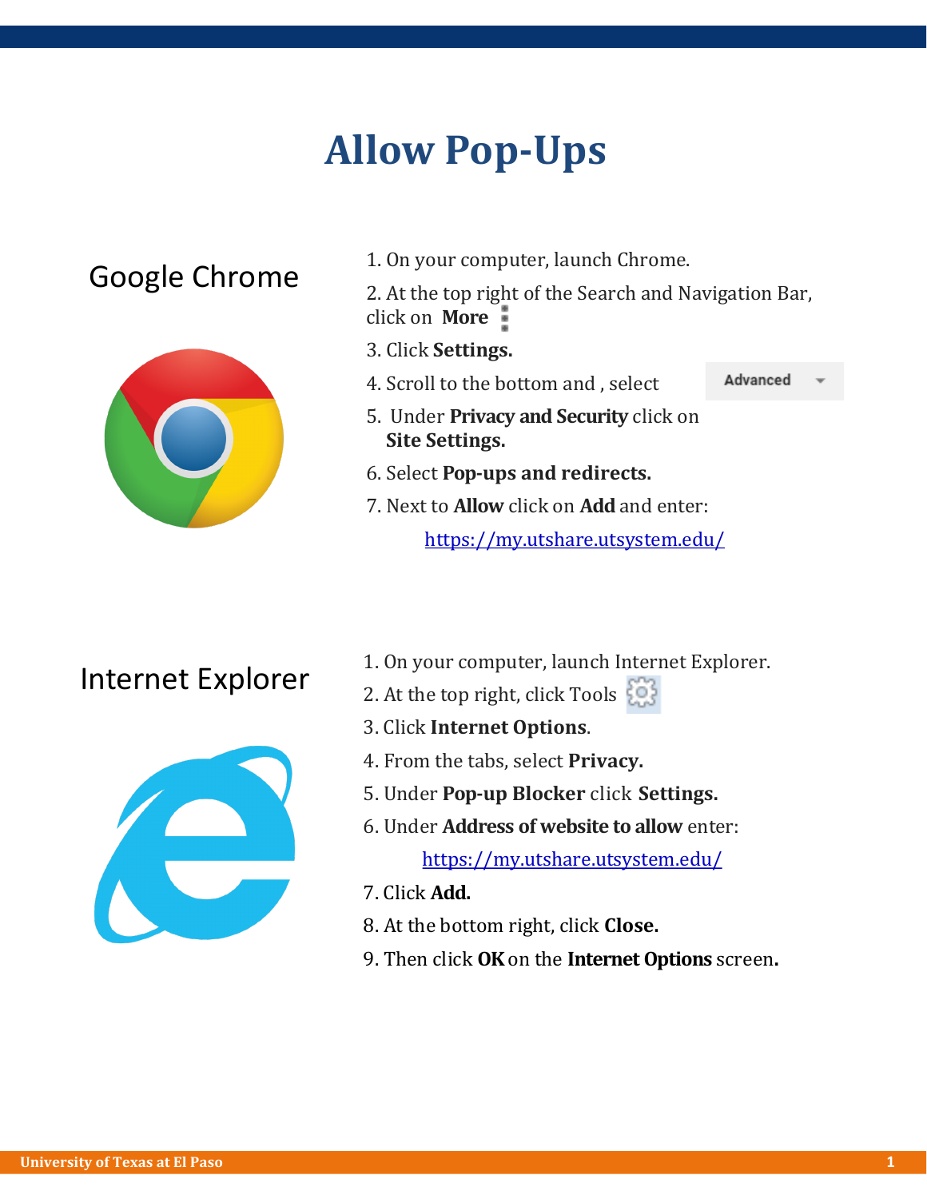# Allow Pop-Ups

## Google Chrome

1. On your computer, launch Chrome.
2. At the top right of the Search and Navigation Bar, click on **More**
3. Click **Settings.**
4. Scroll to the bottom and , select Advanced
5. Under **Privacy and Security** click on **Site Settings.**
6. Select **Pop-ups and redirects.**
7. Next to **Allow** click on **Add** and enter:

   https://my.utshare.utsystem.edu/

## Internet Explorer

1. On your computer, launch Internet Explorer.
2. At the top right, click Tools
3. Click **Internet Options**.
4. From the tabs, select **Privacy.**
5. Under **Pop-up Blocker** click **Settings.**
6. Under **Address of website to allow** enter:

   https://my.utshare.utsystem.edu/

7. Click **Add.**
8. At the bottom right, click **Close.**
9. Then click **OK** on the **Internet Options** screen.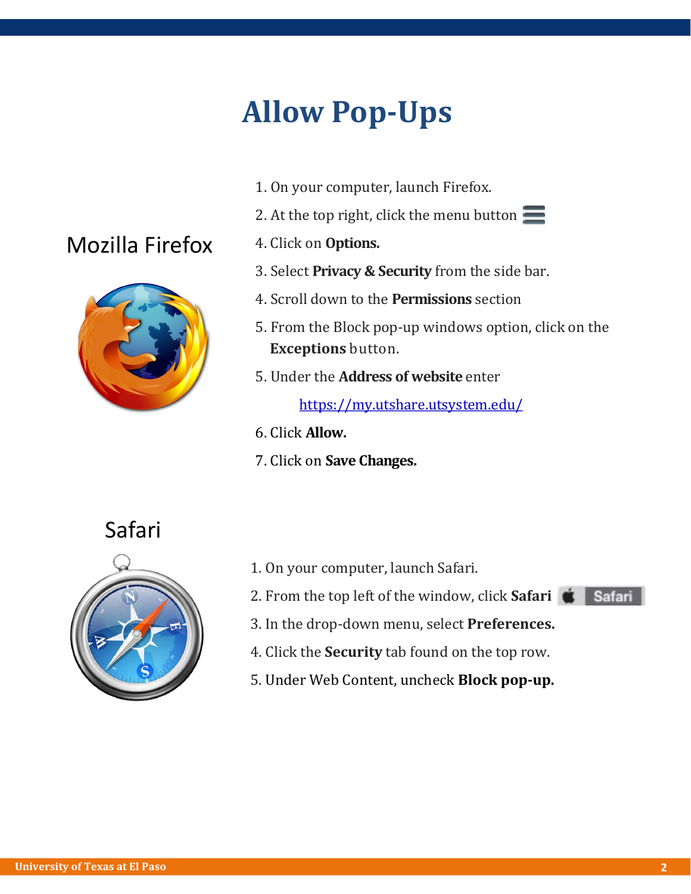# Allow Pop-Ups

## Mozilla Firefox

1. On your computer, launch Firefox.
2. At the top right, click the menu button
4. Click on **Options.**
3. Select **Privacy & Security** from the side bar.
4. Scroll down to the **Permissions** section
5. From the Block pop-up windows option, click on the **Exceptions** button.
5. Under the **Address of website** enter

   https://my.utshare.utsystem.edu/
6. Click **Allow.**
7. Click on **Save Changes.**

## Safari

1. On your computer, launch Safari.
2. From the top left of the window, click **Safari**
3. In the drop-down menu, select **Preferences.**
4. Click the **Security** tab found on the top row.
5. Under Web Content, uncheck **Block pop-up.**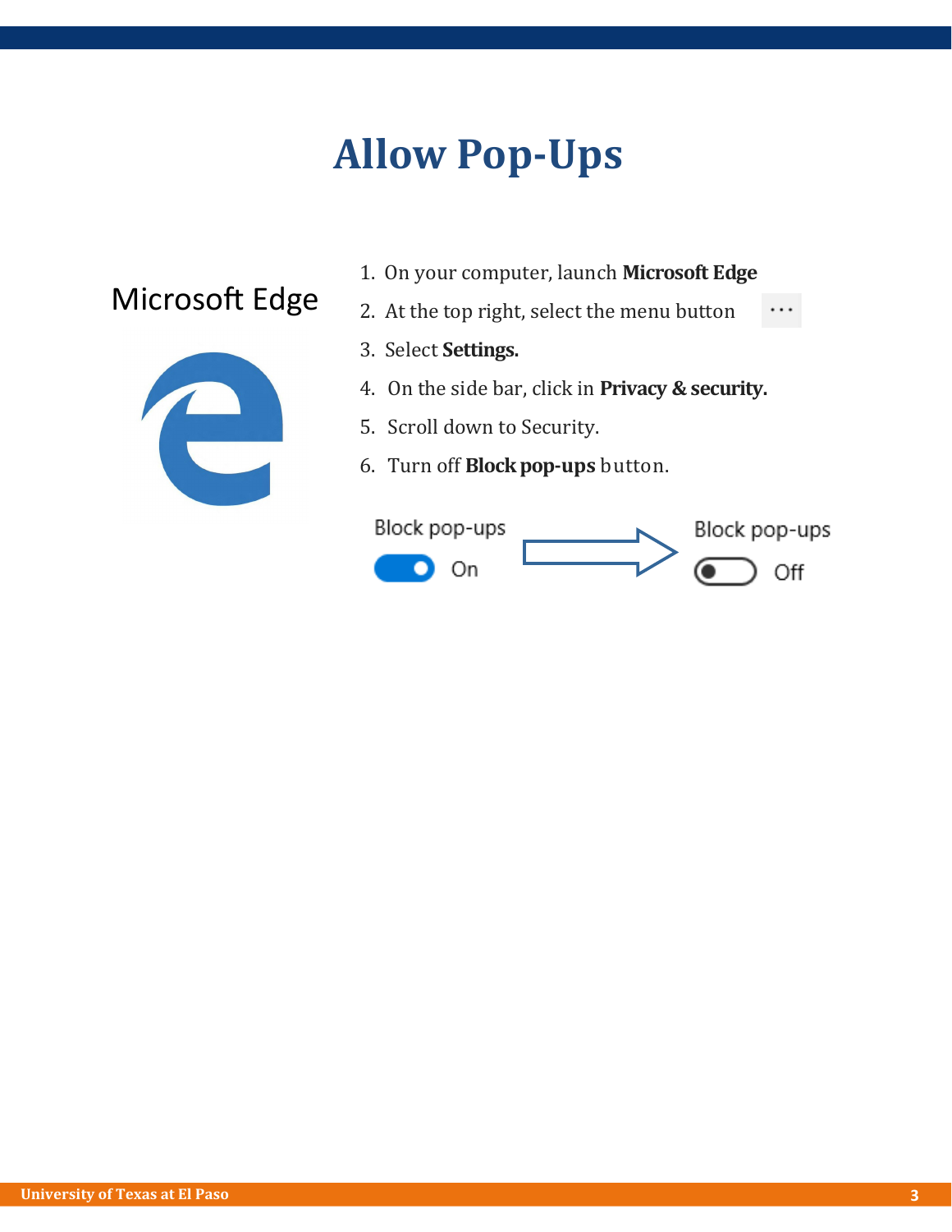# Allow Pop-Ups

## Microsoft Edge

1. On your computer, launch **Microsoft Edge**
2. At the top right, select the menu button ···
3. Select **Settings.**
4. On the side bar, click in **Privacy & security.**
5. Scroll down to Security.
6. Turn off **Block pop-ups** button.

Block pop-ups
On

Block pop-ups
Off